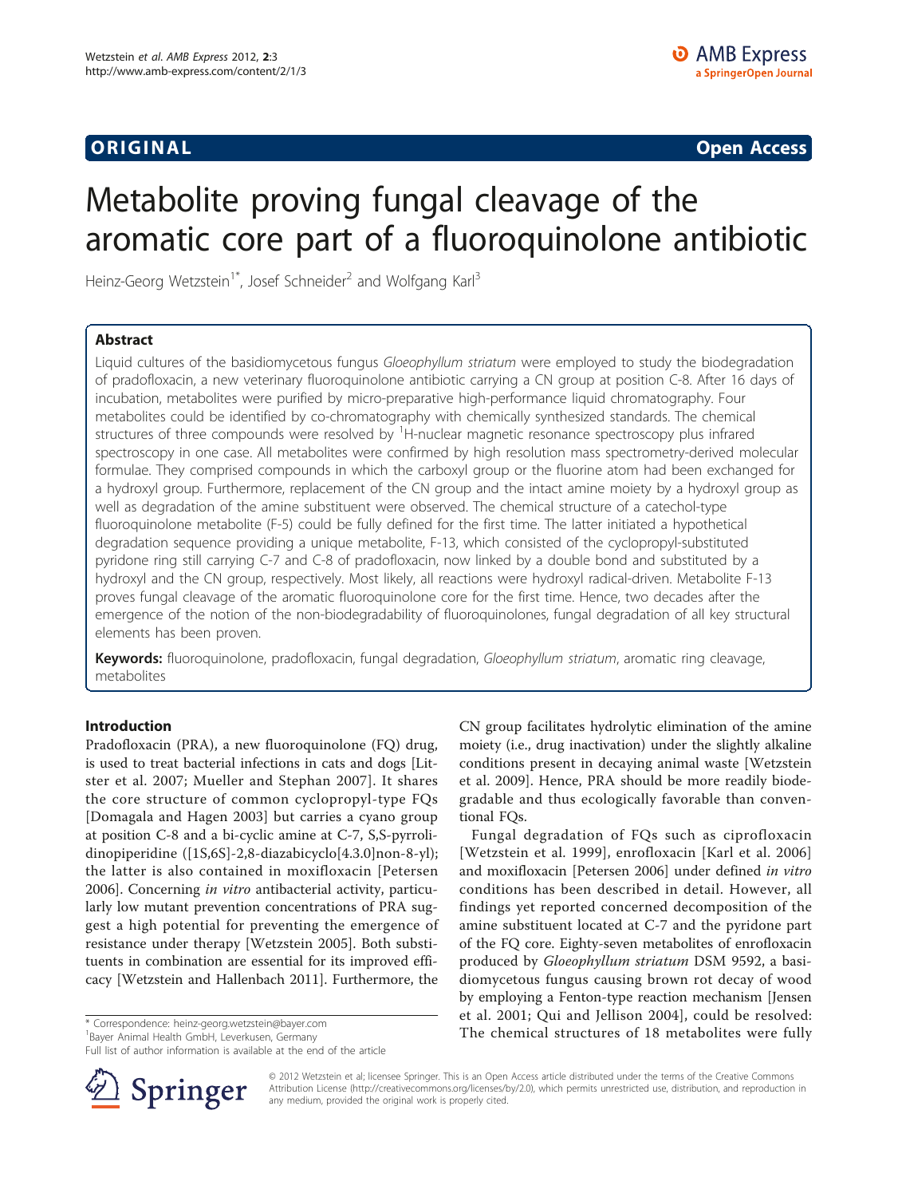**ORIGINAL** **Open Access**

# Metabolite proving fungal cleavage of the aromatic core part of a fluoroquinolone antibiotic

Heinz-Georg Wetzstein[1*], Josef Schneider[2] and Wolfgang Karl[3]

## Abstract

Liquid cultures of the basidiomycetous fungus *Gloeophyllum striatum* were employed to study the biodegradation of pradofloxacin, a new veterinary fluoroquinolone antibiotic carrying a CN group at position C-8. After 16 days of incubation, metabolites were purified by micro-preparative high-performance liquid chromatography. Four metabolites could be identified by co-chromatography with chemically synthesized standards. The chemical structures of three compounds were resolved by $^1$H-nuclear magnetic resonance spectroscopy plus infrared spectroscopy in one case. All metabolites were confirmed by high resolution mass spectrometry-derived molecular formulae. They comprised compounds in which the carboxyl group or the fluorine atom had been exchanged for a hydroxyl group. Furthermore, replacement of the CN group and the intact amine moiety by a hydroxyl group as well as degradation of the amine substituent were observed. The chemical structure of a catechol-type fluoroquinolone metabolite (F-5) could be fully defined for the first time. The latter initiated a hypothetical degradation sequence providing a unique metabolite, F-13, which consisted of the cyclopropyl-substituted pyridone ring still carrying C-7 and C-8 of pradofloxacin, now linked by a double bond and substituted by a hydroxyl and the CN group, respectively. Most likely, all reactions were hydroxyl radical-driven. Metabolite F-13 proves fungal cleavage of the aromatic fluoroquinolone core for the first time. Hence, two decades after the emergence of the notion of the non-biodegradability of fluoroquinolones, fungal degradation of all key structural elements has been proven.

**Keywords:** fluoroquinolone, pradofloxacin, fungal degradation, *Gloeophyllum striatum*, aromatic ring cleavage, metabolites

## Introduction

Pradofloxacin (PRA), a new fluoroquinolone (FQ) drug, is used to treat bacterial infections in cats and dogs [Litster et al. 2007; Mueller and Stephan 2007]. It shares the core structure of common cyclopropyl-type FQs [Domagala and Hagen 2003] but carries a cyano group at position C-8 and a bi-cyclic amine at C-7, S,S-pyrrolidinopiperidine ([1S,6S]-2,8-diazabicyclo[4.3.0]non-8-yl); the latter is also contained in moxifloxacin [Petersen 2006]. Concerning *in vitro* antibacterial activity, particularly low mutant prevention concentrations of PRA suggest a high potential for preventing the emergence of resistance under therapy [Wetzstein 2005]. Both substituents in combination are essential for its improved efficacy [Wetzstein and Hallenbach 2011]. Furthermore, the CN group facilitates hydrolytic elimination of the amine moiety (i.e., drug inactivation) under the slightly alkaline conditions present in decaying animal waste [Wetzstein et al. 2009]. Hence, PRA should be more readily biodegradable and thus ecologically favorable than conventional FQs.

Fungal degradation of FQs such as ciprofloxacin [Wetzstein et al. 1999], enrofloxacin [Karl et al. 2006] and moxifloxacin [Petersen 2006] under defined *in vitro* conditions has been described in detail. However, all findings yet reported concerned decomposition of the amine substituent located at C-7 and the pyridone part of the FQ core. Eighty-seven metabolites of enrofloxacin produced by *Gloeophyllum striatum* DSM 9592, a basidiomycetous fungus causing brown rot decay of wood by employing a Fenton-type reaction mechanism [Jensen et al. 2001; Qui and Jellison 2004], could be resolved: The chemical structures of 18 metabolites were fully

\* Correspondence: heinz-georg.wetzstein@bayer.com
[1]Bayer Animal Health GmbH, Leverkusen, Germany
Full list of author information is available at the end of the article

© 2012 Wetzstein et al; licensee Springer. This is an Open Access article distributed under the terms of the Creative Commons Attribution License (http://creativecommons.org/licenses/by/2.0), which permits unrestricted use, distribution, and reproduction in any medium, provided the original work is properly cited.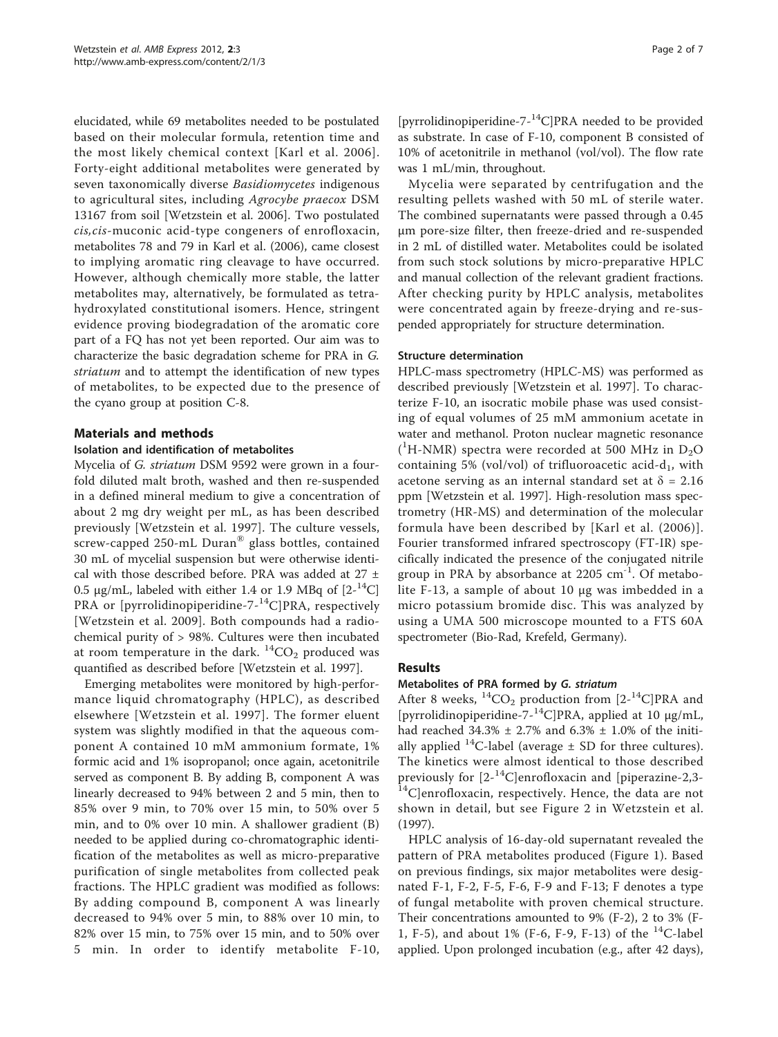elucidated, while 69 metabolites needed to be postulated based on their molecular formula, retention time and the most likely chemical context [Karl et al. 2006]. Forty-eight additional metabolites were generated by seven taxonomically diverse *Basidiomycetes* indigenous to agricultural sites, including *Agrocybe praecox* DSM 13167 from soil [Wetzstein et al. 2006]. Two postulated *cis,cis*-muconic acid-type congeners of enrofloxacin, metabolites 78 and 79 in Karl et al. (2006), came closest to implying aromatic ring cleavage to have occurred. However, although chemically more stable, the latter metabolites may, alternatively, be formulated as tetrahydroxylated constitutional isomers. Hence, stringent evidence proving biodegradation of the aromatic core part of a FQ has not yet been reported. Our aim was to characterize the basic degradation scheme for PRA in *G. striatum* and to attempt the identification of new types of metabolites, to be expected due to the presence of the cyano group at position C-8.

## Materials and methods

### Isolation and identification of metabolites

Mycelia of *G. striatum* DSM 9592 were grown in a fourfold diluted malt broth, washed and then re-suspended in a defined mineral medium to give a concentration of about 2 mg dry weight per mL, as has been described previously [Wetzstein et al. 1997]. The culture vessels, screw-capped 250-mL Duran® glass bottles, contained 30 mL of mycelial suspension but were otherwise identical with those described before. PRA was added at 27 ± 0.5 µg/mL, labeled with either 1.4 or 1.9 MBq of [2-$^{14}$C] PRA or [pyrrolidinopiperidine-7-$^{14}$C]PRA, respectively [Wetzstein et al. 2009]. Both compounds had a radiochemical purity of > 98%. Cultures were then incubated at room temperature in the dark. $^{14}CO_2$ produced was quantified as described before [Wetzstein et al. 1997].

Emerging metabolites were monitored by high-performance liquid chromatography (HPLC), as described elsewhere [Wetzstein et al. 1997]. The former eluent system was slightly modified in that the aqueous component A contained 10 mM ammonium formate, 1% formic acid and 1% isopropanol; once again, acetonitrile served as component B. By adding B, component A was linearly decreased to 94% between 2 and 5 min, then to 85% over 9 min, to 70% over 15 min, to 50% over 5 min, and to 0% over 10 min. A shallower gradient (B) needed to be applied during co-chromatographic identification of the metabolites as well as micro-preparative purification of single metabolites from collected peak fractions. The HPLC gradient was modified as follows: By adding compound B, component A was linearly decreased to 94% over 5 min, to 88% over 10 min, to 82% over 15 min, to 75% over 15 min, and to 50% over 5 min. In order to identify metabolite F-10, [pyrrolidinopiperidine-7-$^{14}$C]PRA needed to be provided as substrate. In case of F-10, component B consisted of 10% of acetonitrile in methanol (vol/vol). The flow rate was 1 mL/min, throughout.

Mycelia were separated by centrifugation and the resulting pellets washed with 50 mL of sterile water. The combined supernatants were passed through a 0.45 µm pore-size filter, then freeze-dried and re-suspended in 2 mL of distilled water. Metabolites could be isolated from such stock solutions by micro-preparative HPLC and manual collection of the relevant gradient fractions. After checking purity by HPLC analysis, metabolites were concentrated again by freeze-drying and re-suspended appropriately for structure determination.

### Structure determination

HPLC-mass spectrometry (HPLC-MS) was performed as described previously [Wetzstein et al. 1997]. To characterize F-10, an isocratic mobile phase was used consisting of equal volumes of 25 mM ammonium acetate in water and methanol. Proton nuclear magnetic resonance ($^1$H-NMR) spectra were recorded at 500 MHz in $D_2O$ containing 5% (vol/vol) of trifluoroacetic acid-$d_1$, with acetone serving as an internal standard set at $\delta$ = 2.16 ppm [Wetzstein et al. 1997]. High-resolution mass spectrometry (HR-MS) and determination of the molecular formula have been described by [Karl et al. (2006)]. Fourier transformed infrared spectroscopy (FT-IR) specifically indicated the presence of the conjugated nitrile group in PRA by absorbance at 2205 cm$^{-1}$. Of metabolite F-13, a sample of about 10 µg was imbedded in a micro potassium bromide disc. This was analyzed by using a UMA 500 microscope mounted to a FTS 60A spectrometer (Bio-Rad, Krefeld, Germany).

## Results

### Metabolites of PRA formed by *G. striatum*

After 8 weeks, $^{14}CO_2$ production from [2-$^{14}$C]PRA and [pyrrolidinopiperidine-7-$^{14}$C]PRA, applied at 10 µg/mL, had reached 34.3% ± 2.7% and 6.3% ± 1.0% of the initially applied $^{14}$C-label (average ± SD for three cultures). The kinetics were almost identical to those described previously for [2-$^{14}$C]enrofloxacin and [piperazine-2,3-$^{14}$C]enrofloxacin, respectively. Hence, the data are not shown in detail, but see Figure 2 in Wetzstein et al. (1997).

HPLC analysis of 16-day-old supernatant revealed the pattern of PRA metabolites produced (Figure 1). Based on previous findings, six major metabolites were designated F-1, F-2, F-5, F-6, F-9 and F-13; F denotes a type of fungal metabolite with proven chemical structure. Their concentrations amounted to 9% (F-2), 2 to 3% (F-1, F-5), and about 1% (F-6, F-9, F-13) of the $^{14}$C-label applied. Upon prolonged incubation (e.g., after 42 days),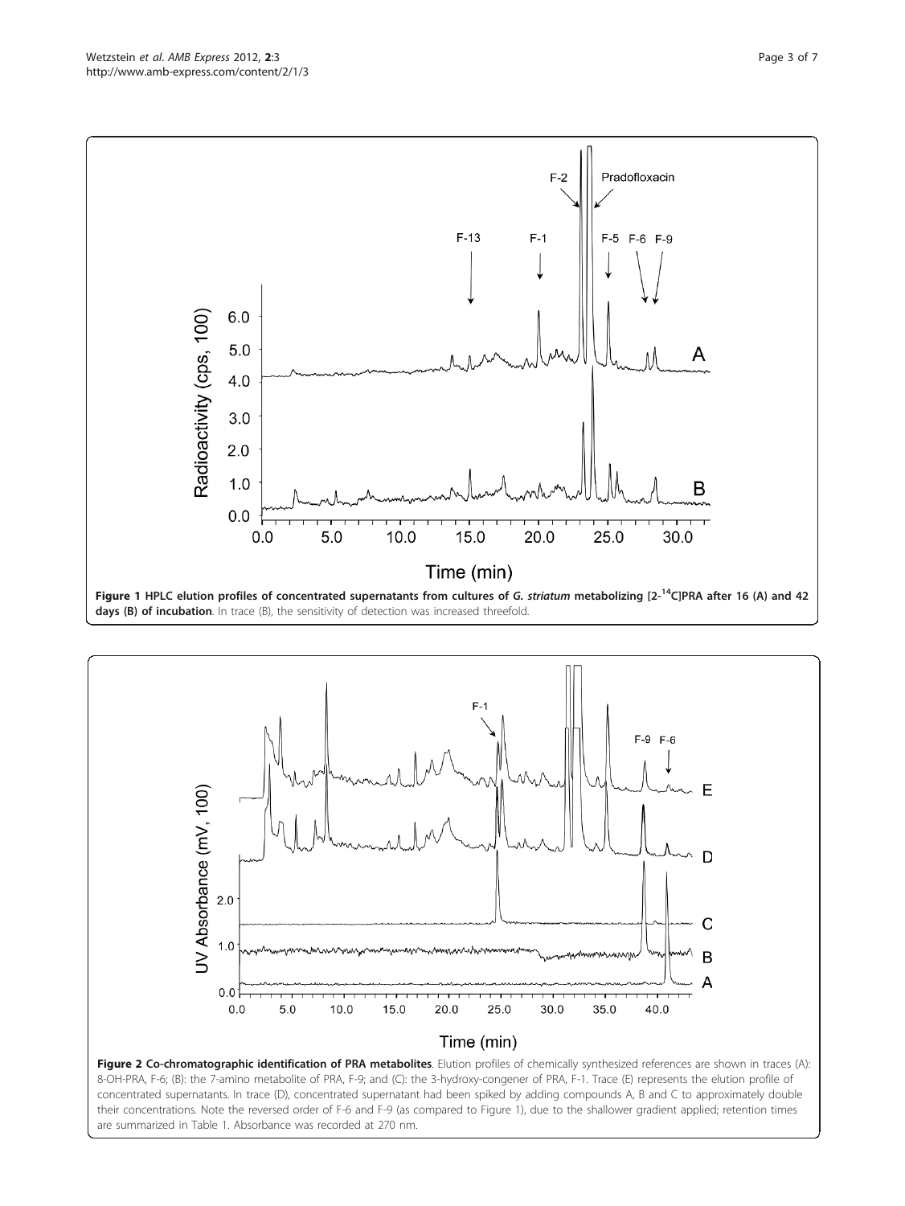**Figure 1 HPLC elution profiles of concentrated supernatants from cultures of *G. striatum* metabolizing [2-$^{14}$C]PRA after 16 (A) and 42 days (B) of incubation**. In trace (B), the sensitivity of detection was increased threefold.

**Figure 2 Co-chromatographic identification of PRA metabolites**. Elution profiles of chemically synthesized references are shown in traces (A): 8-OH-PRA, F-6; (B): the 7-amino metabolite of PRA, F-9; and (C): the 3-hydroxy-congener of PRA, F-1. Trace (E) represents the elution profile of concentrated supernatants. In trace (D), concentrated supernatant had been spiked by adding compounds A, B and C to approximately double their concentrations. Note the reversed order of F-6 and F-9 (as compared to Figure 1), due to the shallower gradient applied; retention times are summarized in Table 1. Absorbance was recorded at 270 nm.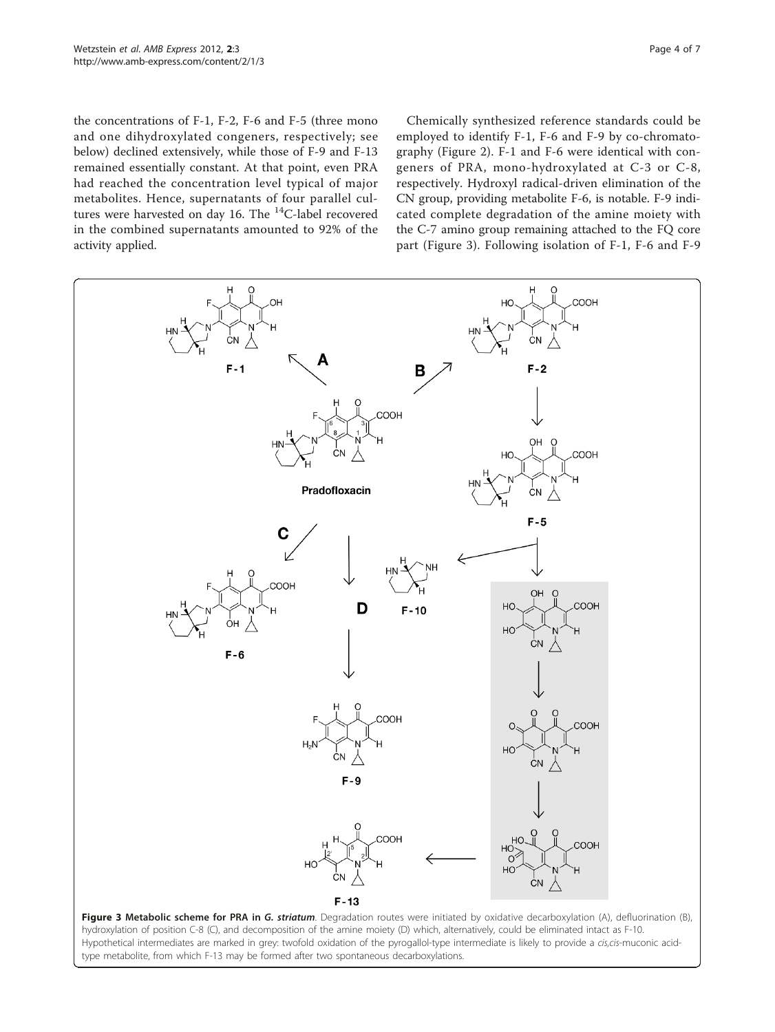the concentrations of F-1, F-2, F-6 and F-5 (three mono and one dihydroxylated congeners, respectively; see below) declined extensively, while those of F-9 and F-13 remained essentially constant. At that point, even PRA had reached the concentration level typical of major metabolites. Hence, supernatants of four parallel cultures were harvested on day 16. The $^{14}$C-label recovered in the combined supernatants amounted to 92% of the activity applied.

Chemically synthesized reference standards could be employed to identify F-1, F-6 and F-9 by co-chromatography (Figure 2). F-1 and F-6 were identical with congeners of PRA, mono-hydroxylated at C-3 or C-8, respectively. Hydroxyl radical-driven elimination of the CN group, providing metabolite F-6, is notable. F-9 indicated complete degradation of the amine moiety with the C-7 amino group remaining attached to the FQ core part (Figure 3). Following isolation of F-1, F-6 and F-9

**Figure 3 Metabolic scheme for PRA in *G. striatum*.** Degradation routes were initiated by oxidative decarboxylation (A), defluorination (B), hydroxylation of position C-8 (C), and decomposition of the amine moiety (D) which, alternatively, could be eliminated intact as F-10. Hypothetical intermediates are marked in grey: twofold oxidation of the pyrogallol-type intermediate is likely to provide a *cis,cis*-muconic acid-type metabolite, from which F-13 may be formed after two spontaneous decarboxylations.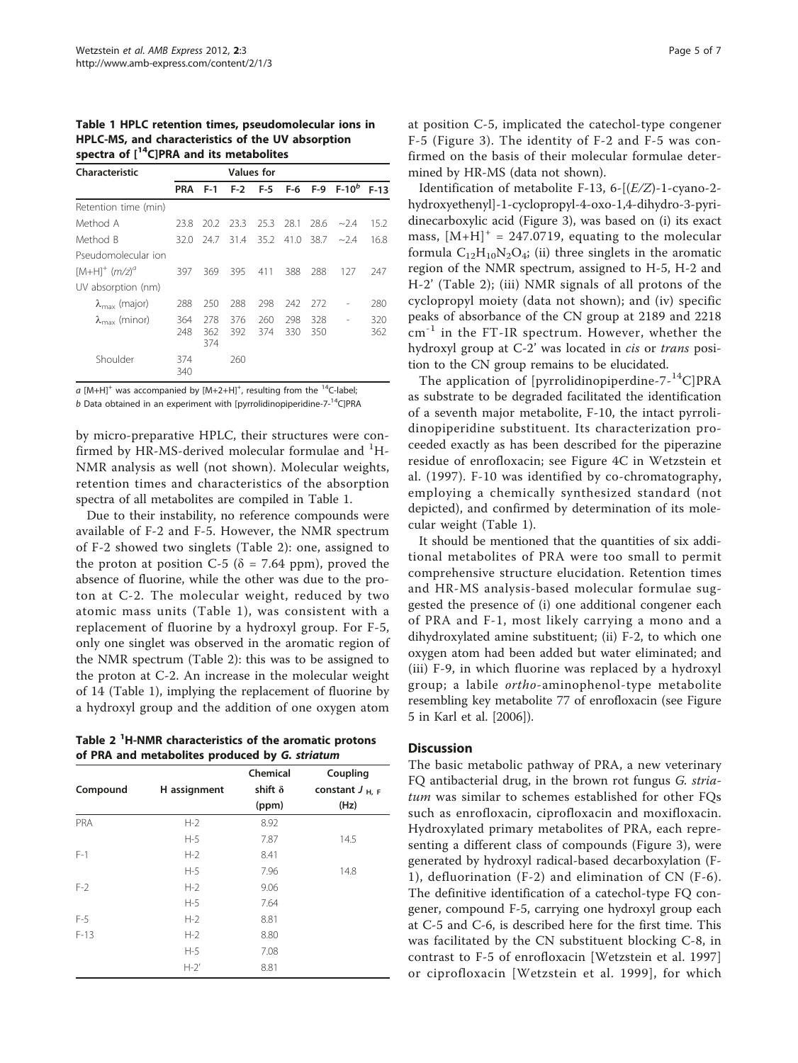**Table 1 HPLC retention times, pseudomolecular ions in HPLC-MS, and characteristics of the UV absorption spectra of [$^{14}$C]PRA and its metabolites**

| Characteristic | Values for | | | | | | | |
|---|---|---|---|---|---|---|---|---|
| | PRA | F-1 | F-2 | F-5 | F-6 | F-9 | F-10[b] | F-13 |
| Retention time (min) | | | | | | | | |
| Method A | 23.8 | 20.2 | 23.3 | 25.3 | 28.1 | 28.6 | ~2.4 | 15.2 |
| Method B | 32.0 | 24.7 | 31.4 | 35.2 | 41.0 | 38.7 | ~2.4 | 16.8 |
| Pseudomolecular ion | | | | | | | | |
| $[M+H]^+$ ($m/z$)[a] | 397 | 369 | 395 | 411 | 388 | 288 | 127 | 247 |
| UV absorption (nm) | | | | | | | | |
| $\lambda_{max}$ (major) | 288 | 250 | 288 | 298 | 242 | 272 | - | 280 |
| $\lambda_{max}$ (minor) | 364 248 | 278 362 374 | 376 392 | 260 374 | 298 330 | 328 350 | - | 320 362 |
| Shoulder | 374 340 | | 260 | | | | | |

*a* $[M+H]^+$ was accompanied by $[M+2+H]^+$, resulting from the $^{14}$C-label;
*b* Data obtained in an experiment with [pyrrolidinopiperidine-7-$^{14}$C]PRA

by micro-preparative HPLC, their structures were confirmed by HR-MS-derived molecular formulae and $^1$H-NMR analysis as well (not shown). Molecular weights, retention times and characteristics of the absorption spectra of all metabolites are compiled in Table 1.

Due to their instability, no reference compounds were available of F-2 and F-5. However, the NMR spectrum of F-2 showed two singlets (Table 2): one, assigned to the proton at position C-5 ($\delta$ = 7.64 ppm), proved the absence of fluorine, while the other was due to the proton at C-2. The molecular weight, reduced by two atomic mass units (Table 1), was consistent with a replacement of fluorine by a hydroxyl group. For F-5, only one singlet was observed in the aromatic region of the NMR spectrum (Table 2): this was to be assigned to the proton at C-2. An increase in the molecular weight of 14 (Table 1), implying the replacement of fluorine by a hydroxyl group and the addition of one oxygen atom

**Table 2 $^1$H-NMR characteristics of the aromatic protons of PRA and metabolites produced by *G. striatum***

| Compound | H assignment | Chemical shift $\delta$ (ppm) | Coupling constant $J_{H, F}$ (Hz) |
|---|---|---|---|
| PRA | H-2 | 8.92 | |
| | H-5 | 7.87 | 14.5 |
| F-1 | H-2 | 8.41 | |
| | H-5 | 7.96 | 14.8 |
| F-2 | H-2 | 9.06 | |
| | H-5 | 7.64 | |
| F-5 | H-2 | 8.81 | |
| F-13 | H-2 | 8.80 | |
| | H-5 | 7.08 | |
| | H-2' | 8.81 | |

at position C-5, implicated the catechol-type congener F-5 (Figure 3). The identity of F-2 and F-5 was confirmed on the basis of their molecular formulae determined by HR-MS (data not shown).

Identification of metabolite F-13, 6-[(*E/Z*)-1-cyano-2-hydroxyethenyl]-1-cyclopropyl-4-oxo-1,4-dihydro-3-pyridinecarboxylic acid (Figure 3), was based on (i) its exact mass, $[M+H]^+$ = 247.0719, equating to the molecular formula $C_{12}H_{10}N_2O_4$; (ii) three singlets in the aromatic region of the NMR spectrum, assigned to H-5, H-2 and H-2' (Table 2); (iii) NMR signals of all protons of the cyclopropyl moiety (data not shown); and (iv) specific peaks of absorbance of the CN group at 2189 and 2218 $cm^{-1}$ in the FT-IR spectrum. However, whether the hydroxyl group at C-2' was located in *cis* or *trans* position to the CN group remains to be elucidated.

The application of [pyrrolidinopiperdine-7-$^{14}$C]PRA as substrate to be degraded facilitated the identification of a seventh major metabolite, F-10, the intact pyrrolidinopiperidine substituent. Its characterization proceeded exactly as has been described for the piperazine residue of enrofloxacin; see Figure 4C in Wetzstein et al. (1997). F-10 was identified by co-chromatography, employing a chemically synthesized standard (not depicted), and confirmed by determination of its molecular weight (Table 1).

It should be mentioned that the quantities of six additional metabolites of PRA were too small to permit comprehensive structure elucidation. Retention times and HR-MS analysis-based molecular formulae suggested the presence of (i) one additional congener each of PRA and F-1, most likely carrying a mono and a dihydroxylated amine substituent; (ii) F-2, to which one oxygen atom had been added but water eliminated; and (iii) F-9, in which fluorine was replaced by a hydroxyl group; a labile *ortho*-aminophenol-type metabolite resembling key metabolite 77 of enrofloxacin (see Figure 5 in Karl et al. [2006]).

## Discussion

The basic metabolic pathway of PRA, a new veterinary FQ antibacterial drug, in the brown rot fungus *G. striatum* was similar to schemes established for other FQs such as enrofloxacin, ciprofloxacin and moxifloxacin. Hydroxylated primary metabolites of PRA, each representing a different class of compounds (Figure 3), were generated by hydroxyl radical-based decarboxylation (F-1), defluorination (F-2) and elimination of CN (F-6). The definitive identification of a catechol-type FQ congener, compound F-5, carrying one hydroxyl group each at C-5 and C-6, is described here for the first time. This was facilitated by the CN substituent blocking C-8, in contrast to F-5 of enrofloxacin [Wetzstein et al. 1997] or ciprofloxacin [Wetzstein et al. 1999], for which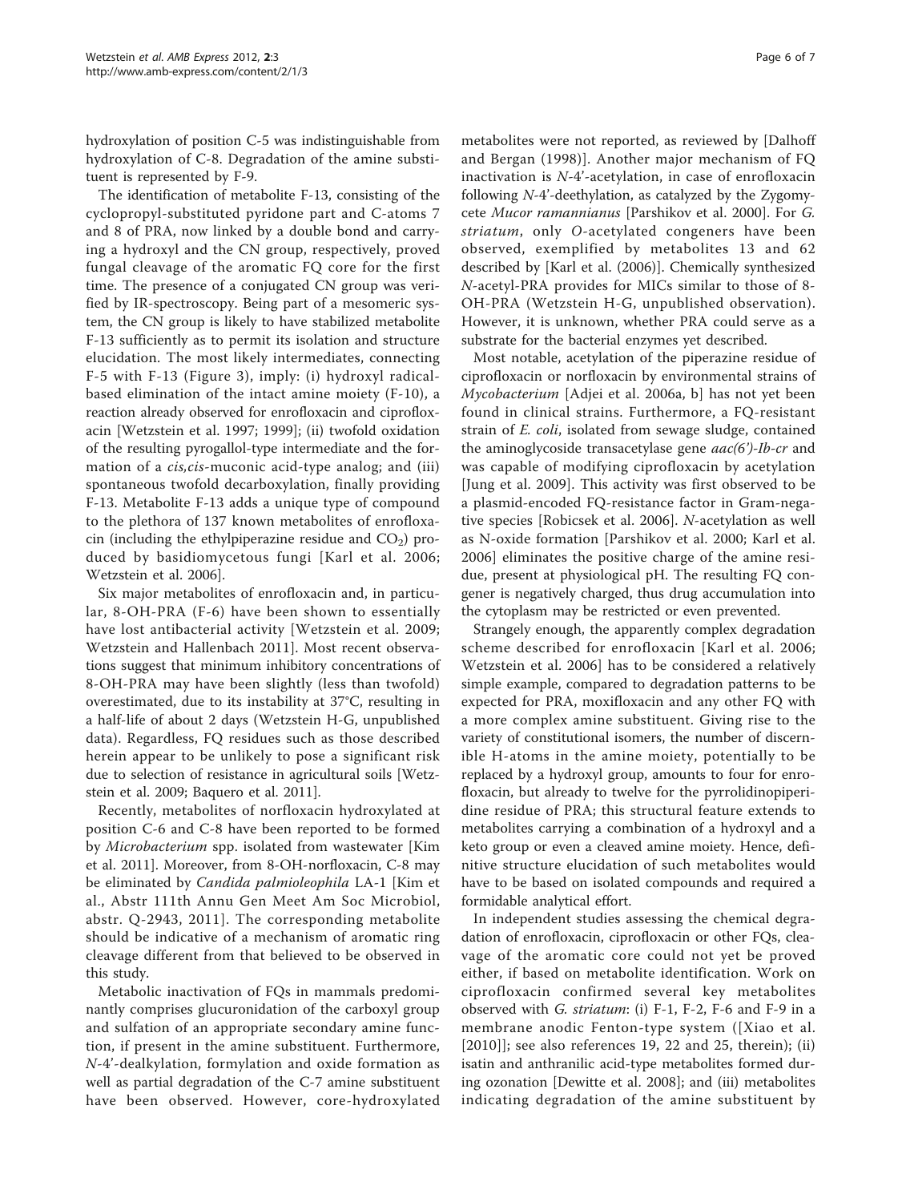hydroxylation of position C-5 was indistinguishable from hydroxylation of C-8. Degradation of the amine substituent is represented by F-9.

The identification of metabolite F-13, consisting of the cyclopropyl-substituted pyridone part and C-atoms 7 and 8 of PRA, now linked by a double bond and carrying a hydroxyl and the CN group, respectively, proved fungal cleavage of the aromatic FQ core for the first time. The presence of a conjugated CN group was verified by IR-spectroscopy. Being part of a mesomeric system, the CN group is likely to have stabilized metabolite F-13 sufficiently as to permit its isolation and structure elucidation. The most likely intermediates, connecting F-5 with F-13 (Figure 3), imply: (i) hydroxyl radical-based elimination of the intact amine moiety (F-10), a reaction already observed for enrofloxacin and ciprofloxacin [Wetzstein et al. 1997; 1999]; (ii) twofold oxidation of the resulting pyrogallol-type intermediate and the formation of a *cis,cis*-muconic acid-type analog; and (iii) spontaneous twofold decarboxylation, finally providing F-13. Metabolite F-13 adds a unique type of compound to the plethora of 137 known metabolites of enrofloxacin (including the ethylpiperazine residue and $CO_2$) produced by basidiomycetous fungi [Karl et al. 2006; Wetzstein et al. 2006].

Six major metabolites of enrofloxacin and, in particular, 8-OH-PRA (F-6) have been shown to essentially have lost antibacterial activity [Wetzstein et al. 2009; Wetzstein and Hallenbach 2011]. Most recent observations suggest that minimum inhibitory concentrations of 8-OH-PRA may have been slightly (less than twofold) overestimated, due to its instability at 37°C, resulting in a half-life of about 2 days (Wetzstein H-G, unpublished data). Regardless, FQ residues such as those described herein appear to be unlikely to pose a significant risk due to selection of resistance in agricultural soils [Wetzstein et al. 2009; Baquero et al. 2011].

Recently, metabolites of norfloxacin hydroxylated at position C-6 and C-8 have been reported to be formed by *Microbacterium* spp. isolated from wastewater [Kim et al. 2011]. Moreover, from 8-OH-norfloxacin, C-8 may be eliminated by *Candida palmioleophila* LA-1 [Kim et al., Abstr 111th Annu Gen Meet Am Soc Microbiol, abstr. Q-2943, 2011]. The corresponding metabolite should be indicative of a mechanism of aromatic ring cleavage different from that believed to be observed in this study.

Metabolic inactivation of FQs in mammals predominantly comprises glucuronidation of the carboxyl group and sulfation of an appropriate secondary amine function, if present in the amine substituent. Furthermore, *N*-4'-dealkylation, formylation and oxide formation as well as partial degradation of the C-7 amine substituent have been observed. However, core-hydroxylated metabolites were not reported, as reviewed by [Dalhoff and Bergan (1998)]. Another major mechanism of FQ inactivation is *N*-4'-acetylation, in case of enrofloxacin following *N*-4'-deethylation, as catalyzed by the Zygomycete *Mucor ramannianus* [Parshikov et al. 2000]. For *G. striatum*, only *O*-acetylated congeners have been observed, exemplified by metabolites 13 and 62 described by [Karl et al. (2006)]. Chemically synthesized *N*-acetyl-PRA provides for MICs similar to those of 8-OH-PRA (Wetzstein H-G, unpublished observation). However, it is unknown, whether PRA could serve as a substrate for the bacterial enzymes yet described.

Most notable, acetylation of the piperazine residue of ciprofloxacin or norfloxacin by environmental strains of *Mycobacterium* [Adjei et al. 2006a, b] has not yet been found in clinical strains. Furthermore, a FQ-resistant strain of *E. coli*, isolated from sewage sludge, contained the aminoglycoside transacetylase gene *aac(6')-Ib-cr* and was capable of modifying ciprofloxacin by acetylation [Jung et al. 2009]. This activity was first observed to be a plasmid-encoded FQ-resistance factor in Gram-negative species [Robicsek et al. 2006]. *N*-acetylation as well as N-oxide formation [Parshikov et al. 2000; Karl et al. 2006] eliminates the positive charge of the amine residue, present at physiological pH. The resulting FQ congener is negatively charged, thus drug accumulation into the cytoplasm may be restricted or even prevented.

Strangely enough, the apparently complex degradation scheme described for enrofloxacin [Karl et al. 2006; Wetzstein et al. 2006] has to be considered a relatively simple example, compared to degradation patterns to be expected for PRA, moxifloxacin and any other FQ with a more complex amine substituent. Giving rise to the variety of constitutional isomers, the number of discernible H-atoms in the amine moiety, potentially to be replaced by a hydroxyl group, amounts to four for enrofloxacin, but already to twelve for the pyrrolidinopiperidine residue of PRA; this structural feature extends to metabolites carrying a combination of a hydroxyl and a keto group or even a cleaved amine moiety. Hence, definitive structure elucidation of such metabolites would have to be based on isolated compounds and required a formidable analytical effort.

In independent studies assessing the chemical degradation of enrofloxacin, ciprofloxacin or other FQs, cleavage of the aromatic core could not yet be proved either, if based on metabolite identification. Work on ciprofloxacin confirmed several key metabolites observed with *G. striatum*: (i) F-1, F-2, F-6 and F-9 in a membrane anodic Fenton-type system ([Xiao et al. [2010]]; see also references 19, 22 and 25, therein); (ii) isatin and anthranilic acid-type metabolites formed during ozonation [Dewitte et al. 2008]; and (iii) metabolites indicating degradation of the amine substituent by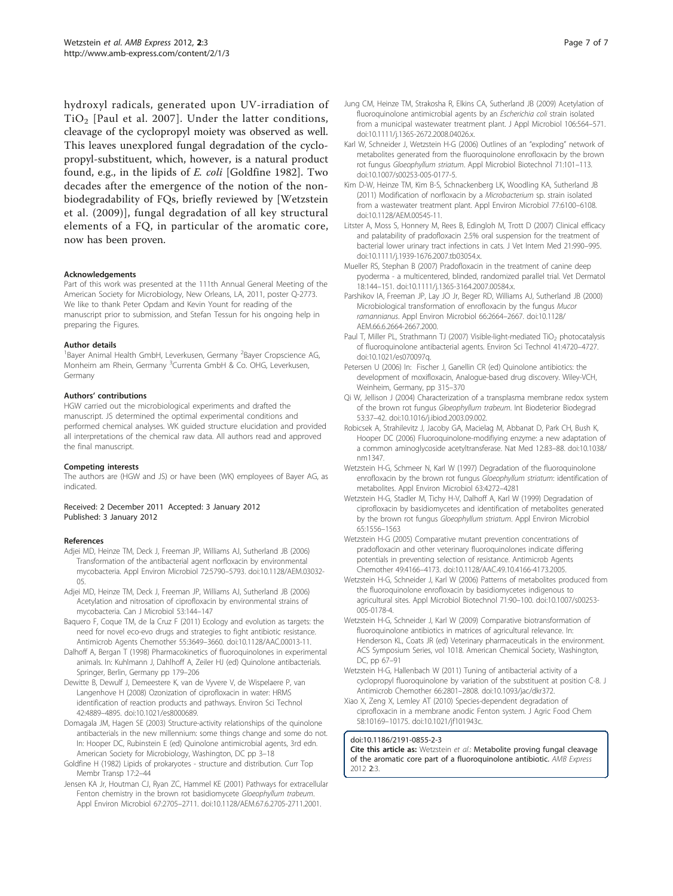hydroxyl radicals, generated upon UV-irradiation of $TiO_2$ [Paul et al. 2007]. Under the latter conditions, cleavage of the cyclopropyl moiety was observed as well. This leaves unexplored fungal degradation of the cyclopropyl-substituent, which, however, is a natural product found, e.g., in the lipids of *E. coli* [Goldfine 1982]. Two decades after the emergence of the notion of the non-biodegradability of FQs, briefly reviewed by [Wetzstein et al. (2009)], fungal degradation of all key structural elements of a FQ, in particular of the aromatic core, now has been proven.

#### Acknowledgements

Part of this work was presented at the 111th Annual General Meeting of the American Society for Microbiology, New Orleans, LA, 2011, poster Q-2773. We like to thank Peter Opdam and Kevin Yount for reading of the manuscript prior to submission, and Stefan Tessun for his ongoing help in preparing the Figures.

#### Author details

[1]Bayer Animal Health GmbH, Leverkusen, Germany [2]Bayer Cropscience AG, Monheim am Rhein, Germany [3]Currenta GmbH & Co. OHG, Leverkusen, Germany

#### Authors' contributions

HGW carried out the microbiological experiments and drafted the manuscript. JS determined the optimal experimental conditions and performed chemical analyses. WK guided structure elucidation and provided all interpretations of the chemical raw data. All authors read and approved the final manuscript.

#### Competing interests

The authors are (HGW and JS) or have been (WK) employees of Bayer AG, as indicated.

Received: 2 December 2011 Accepted: 3 January 2012
Published: 3 January 2012

#### References

- Adjei MD, Heinze TM, Deck J, Freeman JP, Williams AJ, Sutherland JB (2006) Transformation of the antibacterial agent norfloxacin by environmental mycobacteria. Appl Environ Microbiol 72:5790–5793. doi:10.1128/AEM.03032-05.
- Adjei MD, Heinze TM, Deck J, Freeman JP, Williams AJ, Sutherland JB (2006) Acetylation and nitrosation of ciprofloxacin by environmental strains of mycobacteria. Can J Microbiol 53:144–147
- Baquero F, Coque TM, de la Cruz F (2011) Ecology and evolution as targets: the need for novel eco-evo drugs and strategies to fight antibiotic resistance. Antimicrob Agents Chemother 55:3649–3660. doi:10.1128/AAC.00013-11.
- Dalhoff A, Bergan T (1998) Pharmacokinetics of fluoroquinolones in experimental animals. In: Kuhlmann J, Dahlhoff A, Zeiler HJ (ed) Quinolone antibacterials. Springer, Berlin, Germany pp 179–206
- Dewitte B, Dewulf J, Demeestere K, van de Vyvere V, de Wispelaere P, van Langenhove H (2008) Ozonization of ciprofloxacin in water: HRMS identification of reaction products and pathways. Environ Sci Technol 42:4889–4895. doi:10.1021/es8000689.
- Domagala JM, Hagen SE (2003) Structure-activity relationships of the quinolone antibacterials in the new millennium: some things change and some do not. In: Hooper DC, Rubinstein E (ed) Quinolone antimicrobial agents, 3rd edn. American Society for Microbiology, Washington, DC pp 3–18
- Goldfine H (1982) Lipids of prokaryotes - structure and distribution. Curr Top Membr Transp 17:2–44
- Jensen KA Jr, Houtman CJ, Ryan ZC, Hammel KE (2001) Pathways for extracellular Fenton chemistry in the brown rot basidiomycete *Gloeophyllum trabeum*. Appl Environ Microbiol 67:2705–2711. doi:10.1128/AEM.67.6.2705-2711.2001.
- Jung CM, Heinze TM, Strakosha R, Elkins CA, Sutherland JB (2009) Acetylation of fluoroquinolone antimicrobial agents by an *Escherichia coli* strain isolated from a municipal wastewater treatment plant. J Appl Microbiol 106:564–571. doi:10.1111/j.1365-2672.2008.04026.x.
- Karl W, Schneider J, Wetzstein H-G (2006) Outlines of an "exploding" network of metabolites generated from the fluoroquinolone enrofloxacin by the brown rot fungus *Gloeophyllum striatum*. Appl Microbiol Biotechnol 71:101–113. doi:10.1007/s00253-005-0177-5.
- Kim D-W, Heinze TM, Kim B-S, Schnackenberg LK, Woodling KA, Sutherland JB (2011) Modification of norfloxacin by a *Microbacterium* sp. strain isolated from a wastewater treatment plant. Appl Environ Microbiol 77:6100–6108. doi:10.1128/AEM.00545-11.
- Litster A, Moss S, Honnery M, Rees B, Edingloh M, Trott D (2007) Clinical efficacy and palatability of pradofloxacin 2.5% oral suspension for the treatment of bacterial lower urinary tract infections in cats. J Vet Intern Med 21:990–995. doi:10.1111/j.1939-1676.2007.tb03054.x.
- Mueller RS, Stephan B (2007) Pradofloxacin in the treatment of canine deep pyoderma - a multicentered, blinded, randomized parallel trial. Vet Dermatol 18:144–151. doi:10.1111/j.1365-3164.2007.00584.x.
- Parshikov IA, Freeman JP, Lay JO Jr, Beger RD, Williams AJ, Sutherland JB (2000) Microbiological transformation of enrofloxacin by the fungus *Mucor ramannianus*. Appl Environ Microbiol 66:2664–2667. doi:10.1128/AEM.66.6.2664-2667.2000.
- Paul T, Miller PL, Strathmann TJ (2007) Visible-light-mediated $TiO_2$ photocatalysis of fluoroquinolone antibacterial agents. Environ Sci Technol 41:4720–4727. doi:10.1021/es070097q.
- Petersen U (2006) In: Fischer J, Ganellin CR (ed) Quinolone antibiotics: the development of moxifloxacin, Analogue-based drug discovery. Wiley-VCH, Weinheim, Germany, pp 315–370
- Qi W, Jellison J (2004) Characterization of a transplasma membrane redox system of the brown rot fungus *Gloeophyllum trabeum*. Int Biodeterior Biodegrad 53:37–42. doi:10.1016/j.ibiod.2003.09.002.
- Robicsek A, Strahilevitz J, Jacoby GA, Macielag M, Abbanat D, Park CH, Bush K, Hooper DC (2006) Fluoroquinolone-modifiying enzyme: a new adaptation of a common aminoglycoside acetyltransferase. Nat Med 12:83–88. doi:10.1038/nm1347.
- Wetzstein H-G, Schmeer N, Karl W (1997) Degradation of the fluoroquinolone enrofloxacin by the brown rot fungus *Gloeophyllum striatum*: identification of metabolites. Appl Environ Microbiol 63:4272–4281
- Wetzstein H-G, Stadler M, Tichy H-V, Dalhoff A, Karl W (1999) Degradation of ciprofloxacin by basidiomycetes and identification of metabolites generated by the brown rot fungus *Gloeophyllum striatum*. Appl Environ Microbiol 65:1556–1563
- Wetzstein H-G (2005) Comparative mutant prevention concentrations of pradofloxacin and other veterinary fluoroquinolones indicate differing potentials in preventing selection of resistance. Antimicrob Agents Chemother 49:4166–4173. doi:10.1128/AAC.49.10.4166-4173.2005.
- Wetzstein H-G, Schneider J, Karl W (2006) Patterns of metabolites produced from the fluoroquinolone enrofloxacin by basidiomycetes indigenous to agricultural sites. Appl Microbiol Biotechnol 71:90–100. doi:10.1007/s00253-005-0178-4.
- Wetzstein H-G, Schneider J, Karl W (2009) Comparative biotransformation of fluoroquinolone antibiotics in matrices of agricultural relevance. In: Henderson KL, Coats JR (ed) Veterinary pharmaceuticals in the environment. ACS Symposium Series, vol 1018. American Chemical Society, Washington, DC, pp 67–91
- Wetzstein H-G, Hallenbach W (2011) Tuning of antibacterial activity of a cyclopropyl fluoroquinolone by variation of the substituent at position C-8. J Antimicrob Chemother 66:2801–2808. doi:10.1093/jac/dkr372.
- Xiao X, Zeng X, Lemley AT (2010) Species-dependent degradation of ciprofloxacin in a membrane anodic Fenton system. J Agric Food Chem 58:10169–10175. doi:10.1021/jf101943c.

doi:10.1186/2191-0855-2-3
**Cite this article as:** Wetzstein *et al.*: Metabolite proving fungal cleavage of the aromatic core part of a fluoroquinolone antibiotic. *AMB Express* 2012 **2**:3.